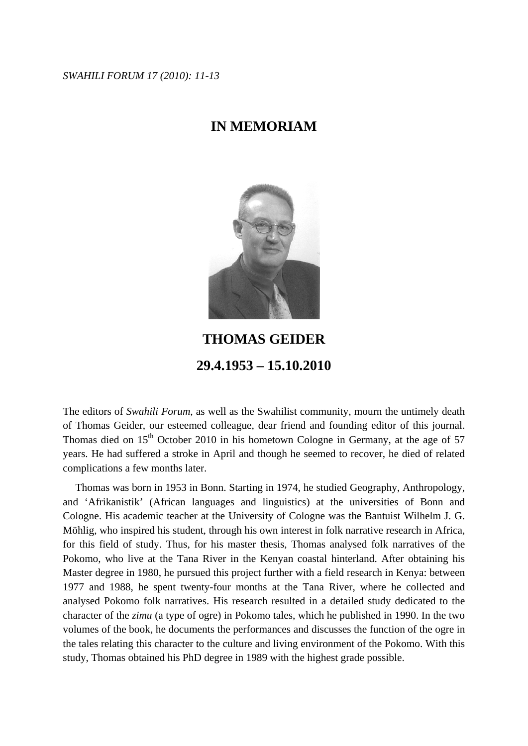# IN MEMORIAM

## THOMAS GEIDER

## 29.4.1953 – 15.10.2010

The editors of *Swahili Forum*, as well as the Swahilist community, mourn the untimely death of Thomas Geider, our esteemed colleague, dear friend and founding editor of this journal. Thomas died on 15th October 2010 in his hometown Cologne in Germany, at the age of 57 years. He had suffered a stroke in April and though he seemed to recover, he died of related complications a few months later.

Thomas was born in 1953 in Bonn. Starting in 1974, he studied Geography, Anthropology, and 'Afrikanistik' (African languages and linguistics) at the universities of Bonn and Cologne. His academic teacher at the University of Cologne was the Bantuist Wilhelm J. G. Möhlig, who inspired his student, through his own interest in folk narrative research in Africa, for this field of study. Thus, for his master thesis, Thomas analysed folk narratives of the Pokomo, who live at the Tana River in the Kenyan coastal hinterland. After obtaining his Master degree in 1980, he pursued this project further with a field research in Kenya: between 1977 and 1988, he spent twenty-four months at the Tana River, where he collected and analysed Pokomo folk narratives. His research resulted in a detailed study dedicated to the character of the *zimu* (a type of ogre) in Pokomo tales, which he published in 1990. In the two volumes of the book, he documents the performances and discusses the function of the ogre in the tales relating this character to the culture and living environment of the Pokomo. With this study, Thomas obtained his PhD degree in 1989 with the highest grade possible.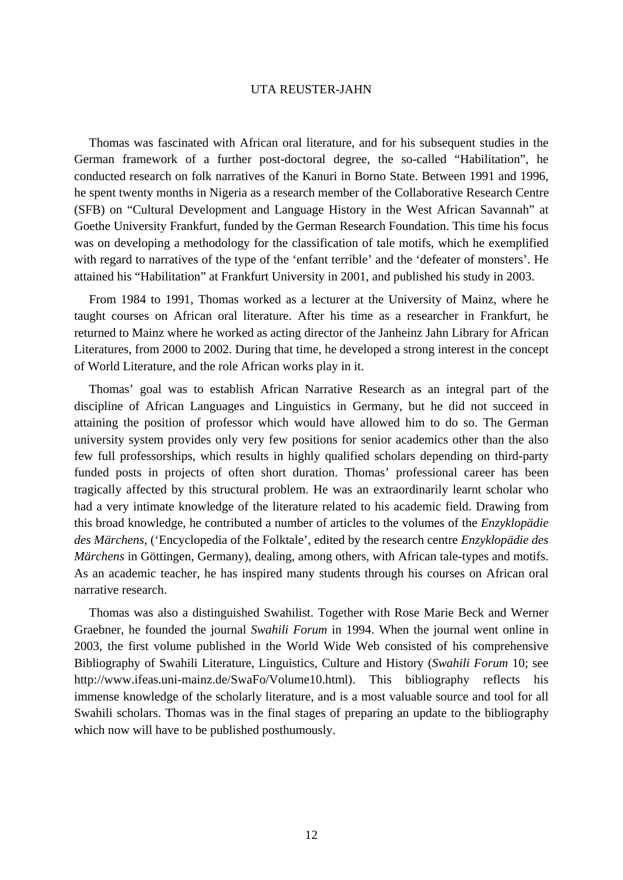Thomas was fascinated with African oral literature, and for his subsequent studies in the German framework of a further post-doctoral degree, the so-called "Habilitation", he conducted research on folk narratives of the Kanuri in Borno State. Between 1991 and 1996, he spent twenty months in Nigeria as a research member of the Collaborative Research Centre (SFB) on "Cultural Development and Language History in the West African Savannah" at Goethe University Frankfurt, funded by the German Research Foundation. This time his focus was on developing a methodology for the classification of tale motifs, which he exemplified with regard to narratives of the type of the 'enfant terrible' and the 'defeater of monsters'. He attained his "Habilitation" at Frankfurt University in 2001, and published his study in 2003.

From 1984 to 1991, Thomas worked as a lecturer at the University of Mainz, where he taught courses on African oral literature. After his time as a researcher in Frankfurt, he returned to Mainz where he worked as acting director of the Janheinz Jahn Library for African Literatures, from 2000 to 2002. During that time, he developed a strong interest in the concept of World Literature, and the role African works play in it.

Thomas' goal was to establish African Narrative Research as an integral part of the discipline of African Languages and Linguistics in Germany, but he did not succeed in attaining the position of professor which would have allowed him to do so. The German university system provides only very few positions for senior academics other than the also few full professorships, which results in highly qualified scholars depending on third-party funded posts in projects of often short duration. Thomas' professional career has been tragically affected by this structural problem. He was an extraordinarily learnt scholar who had a very intimate knowledge of the literature related to his academic field. Drawing from this broad knowledge, he contributed a number of articles to the volumes of the *Enzyklopädie des Märchens*, ('Encyclopedia of the Folktale', edited by the research centre *Enzyklopädie des Märchens* in Göttingen, Germany), dealing, among others, with African tale-types and motifs. As an academic teacher, he has inspired many students through his courses on African oral narrative research.

Thomas was also a distinguished Swahilist. Together with Rose Marie Beck and Werner Graebner, he founded the journal *Swahili Forum* in 1994. When the journal went online in 2003, the first volume published in the World Wide Web consisted of his comprehensive Bibliography of Swahili Literature, Linguistics, Culture and History (*Swahili Forum* 10; see http://www.ifeas.uni-mainz.de/SwaFo/Volume10.html). This bibliography reflects his immense knowledge of the scholarly literature, and is a most valuable source and tool for all Swahili scholars. Thomas was in the final stages of preparing an update to the bibliography which now will have to be published posthumously.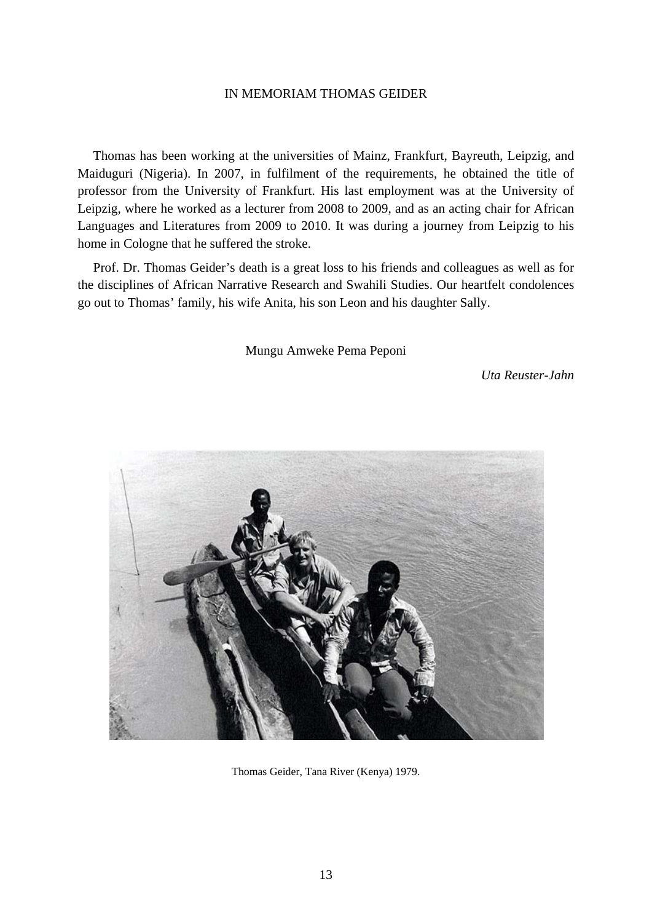IN MEMORIAM THOMAS GEIDER

Thomas has been working at the universities of Mainz, Frankfurt, Bayreuth, Leipzig, and Maiduguri (Nigeria). In 2007, in fulfilment of the requirements, he obtained the title of professor from the University of Frankfurt. His last employment was at the University of Leipzig, where he worked as a lecturer from 2008 to 2009, and as an acting chair for African Languages and Literatures from 2009 to 2010. It was during a journey from Leipzig to his home in Cologne that he suffered the stroke.

Prof. Dr. Thomas Geider's death is a great loss to his friends and colleagues as well as for the disciplines of African Narrative Research and Swahili Studies. Our heartfelt condolences go out to Thomas' family, his wife Anita, his son Leon and his daughter Sally.

Mungu Amweke Pema Peponi

*Uta Reuster-Jahn*

Thomas Geider, Tana River (Kenya) 1979.